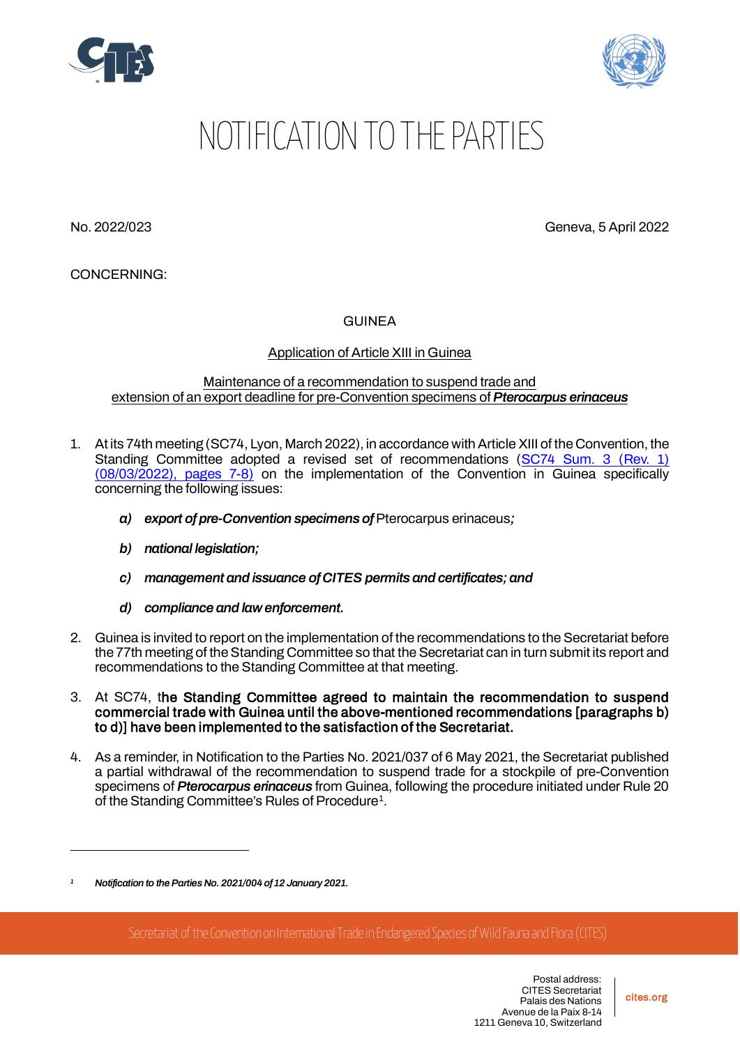# NOTIFICATION TO THE PARTIES

No. 2022/023

Geneva, 5 April 2022

CONCERNING:

GUINEA

Application of Article XIII in Guinea

Maintenance of a recommendation to suspend trade and extension of an export deadline for pre-Convention specimens of ***Pterocarpus erinaceus***

1. At its 74th meeting (SC74, Lyon, March 2022), in accordance with Article XIII of the Convention, the Standing Committee adopted a revised set of recommendations (SC74 Sum. 3 (Rev. 1) (08/03/2022), pages 7-8) on the implementation of the Convention in Guinea specifically concerning the following issues:

   ***a) export of pre-Convention specimens of*** Pterocarpus erinaceus***;***

   ***b) national legislation;***

   ***c) management and issuance of CITES permits and certificates; and***

   ***d) compliance and law enforcement.***

2. Guinea is invited to report on the implementation of the recommendations to the Secretariat before the 77th meeting of the Standing Committee so that the Secretariat can in turn submit its report and recommendations to the Standing Committee at that meeting.

3. At SC74, t**he Standing Committee agreed to maintain the recommendation to suspend commercial trade with Guinea until the above-mentioned recommendations [paragraphs b) to d)] have been implemented to the satisfaction of the Secretariat.**

4. As a reminder, in Notification to the Parties No. 2021/037 of 6 May 2021, the Secretariat published a partial withdrawal of the recommendation to suspend trade for a stockpile of pre-Convention specimens of ***Pterocarpus erinaceus*** from Guinea, following the procedure initiated under Rule 20 of the Standing Committee's Rules of Procedure[1].

---

[1] ***Notification to the Parties No. 2021/004 of 12 January 2021.***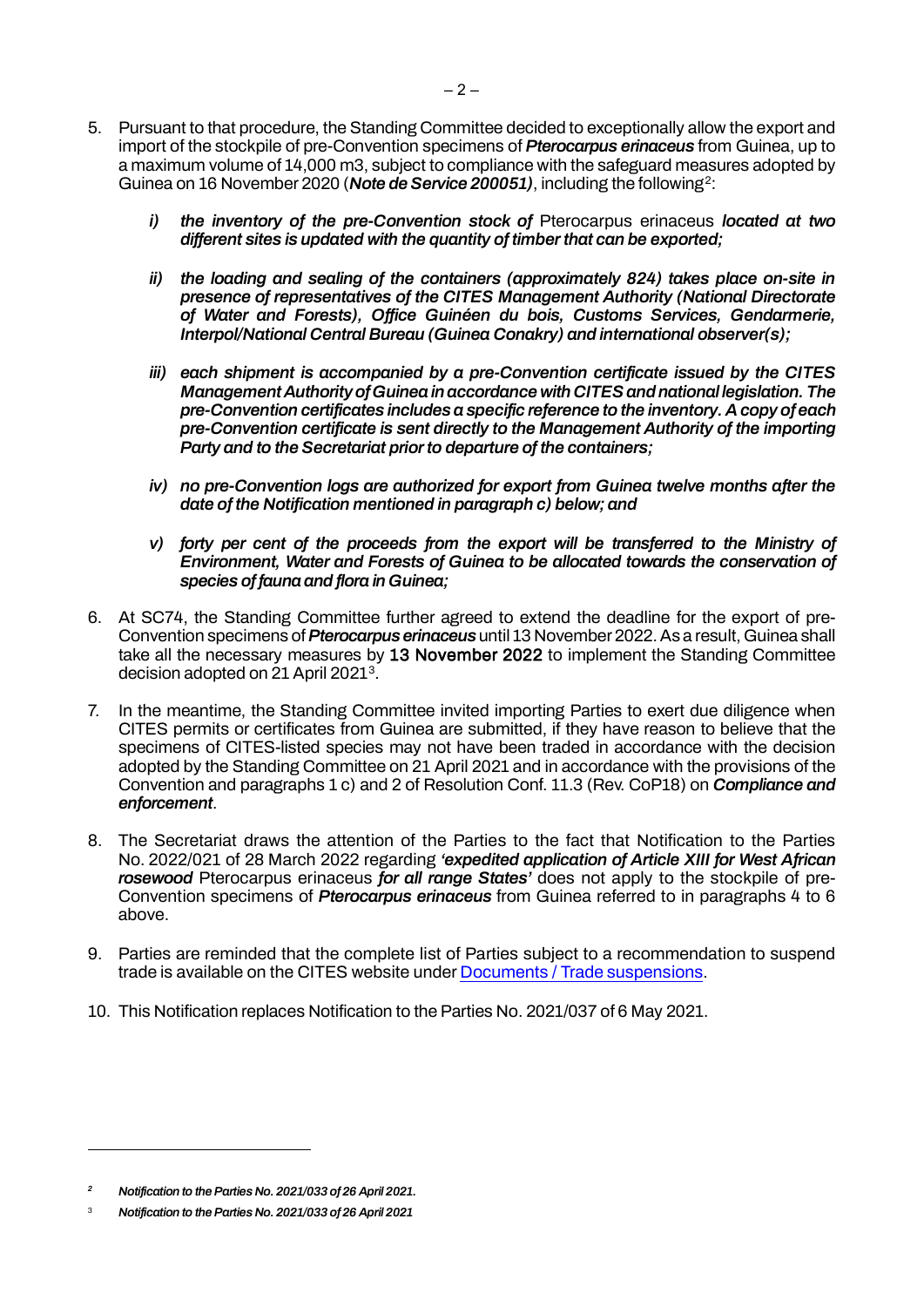5. Pursuant to that procedure, the Standing Committee decided to exceptionally allow the export and import of the stockpile of pre-Convention specimens of ***Pterocarpus erinaceus*** from Guinea, up to a maximum volume of 14,000 m3, subject to compliance with the safeguard measures adopted by Guinea on 16 November 2020 (***Note de Service 200051)***, including the following[2]:

   ***i) the inventory of the pre-Convention stock of*** Pterocarpus erinaceus ***located at two different sites is updated with the quantity of timber that can be exported;***

   ***ii) the loading and sealing of the containers (approximately 824) takes place on-site in presence of representatives of the CITES Management Authority (National Directorate of Water and Forests), Office Guinéen du bois, Customs Services, Gendarmerie, Interpol/National Central Bureau (Guinea Conakry) and international observer(s);***

   ***iii) each shipment is accompanied by a pre-Convention certificate issued by the CITES Management Authority of Guinea in accordance with CITES and national legislation. The pre-Convention certificates includes a specific reference to the inventory. A copy of each pre-Convention certificate is sent directly to the Management Authority of the importing Party and to the Secretariat prior to departure of the containers;***

   ***iv) no pre-Convention logs are authorized for export from Guinea twelve months after the date of the Notification mentioned in paragraph c) below; and***

   ***v) forty per cent of the proceeds from the export will be transferred to the Ministry of Environment, Water and Forests of Guinea to be allocated towards the conservation of species of fauna and flora in Guinea;***

6. At SC74, the Standing Committee further agreed to extend the deadline for the export of pre-Convention specimens of ***Pterocarpus erinaceus*** until 13 November 2022. As a result, Guinea shall take all the necessary measures by **13 November 2022** to implement the Standing Committee decision adopted on 21 April 2021[3].

7. In the meantime, the Standing Committee invited importing Parties to exert due diligence when CITES permits or certificates from Guinea are submitted, if they have reason to believe that the specimens of CITES-listed species may not have been traded in accordance with the decision adopted by the Standing Committee on 21 April 2021 and in accordance with the provisions of the Convention and paragraphs 1 c) and 2 of Resolution Conf. 11.3 (Rev. CoP18) on ***Compliance and enforcement***.

8. The Secretariat draws the attention of the Parties to the fact that Notification to the Parties No. 2022/021 of 28 March 2022 regarding ***'expedited application of Article XIII for West African rosewood*** Pterocarpus erinaceus ***for all range States'*** does not apply to the stockpile of pre-Convention specimens of ***Pterocarpus erinaceus*** from Guinea referred to in paragraphs 4 to 6 above.

9. Parties are reminded that the complete list of Parties subject to a recommendation to suspend trade is available on the CITES website under Documents / Trade suspensions.

10. This Notification replaces Notification to the Parties No. 2021/037 of 6 May 2021.

---

[2] ***Notification to the Parties No. 2021/033 of 26 April 2021.***

[3] ***Notification to the Parties No. 2021/033 of 26 April 2021***